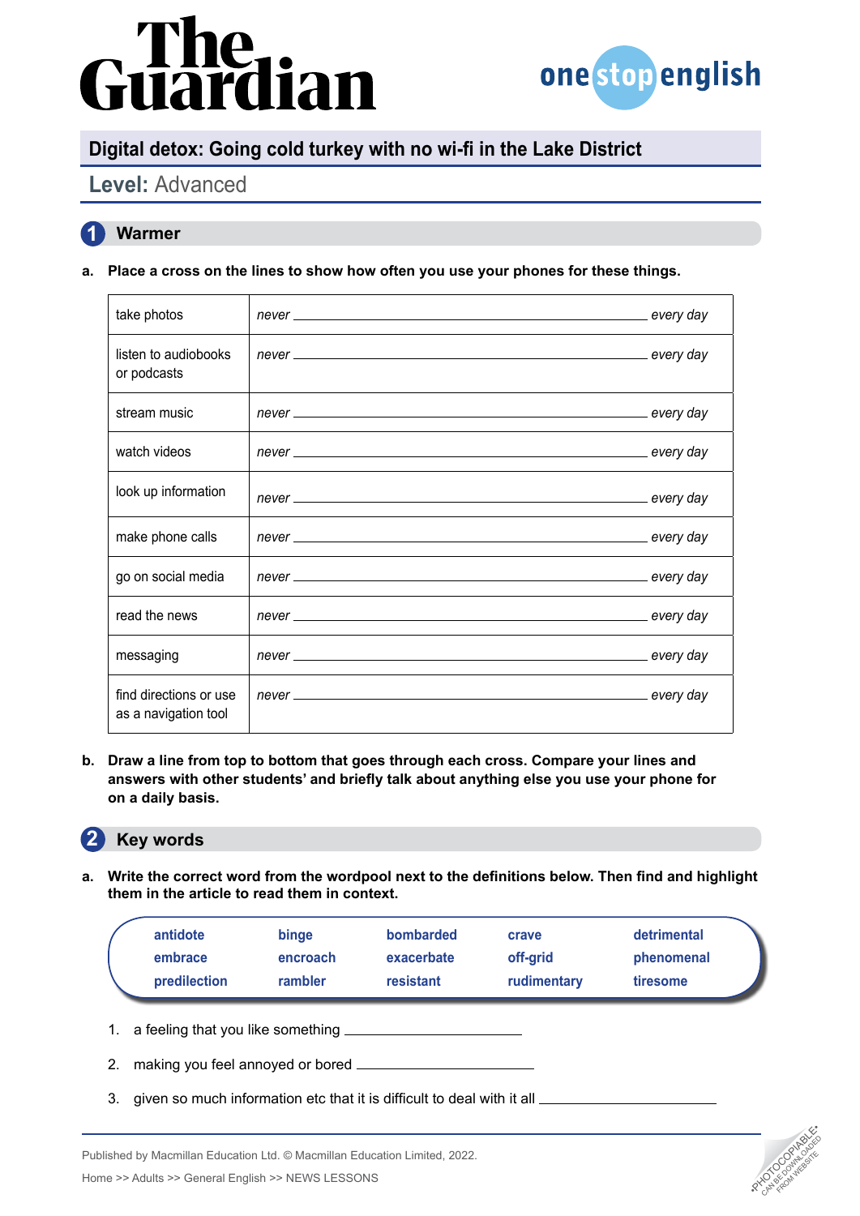# Digital detox: Going cold turkey with no wi-fi in the Lake District

## Level: Advanced

## 1 Warmer

**a. Place a cross on the lines to show how often you use your phones for these things.**

| | |
|---|---|
| take photos | *never* ______________________________ *every day* |
| listen to audiobooks or podcasts | *never* ______________________________ *every day* |
| stream music | *never* ______________________________ *every day* |
| watch videos | *never* ______________________________ *every day* |
| look up information | *never* ______________________________ *every day* |
| make phone calls | *never* ______________________________ *every day* |
| go on social media | *never* ______________________________ *every day* |
| read the news | *never* ______________________________ *every day* |
| messaging | *never* ______________________________ *every day* |
| find directions or use as a navigation tool | *never* ______________________________ *every day* |

**b. Draw a line from top to bottom that goes through each cross. Compare your lines and answers with other students' and briefly talk about anything else you use your phone for on a daily basis.**

## 2 Key words

**a. Write the correct word from the wordpool next to the definitions below. Then find and highlight them in the article to read them in context.**

| | | | | |
|---|---|---|---|---|
| antidote | binge | bombarded | crave | detrimental |
| embrace | encroach | exacerbate | off-grid | phenomenal |
| predilection | rambler | resistant | rudimentary | tiresome |

1. a feeling that you like something ____________________
2. making you feel annoyed or bored ____________________
3. given so much information etc that it is difficult to deal with it all ____________________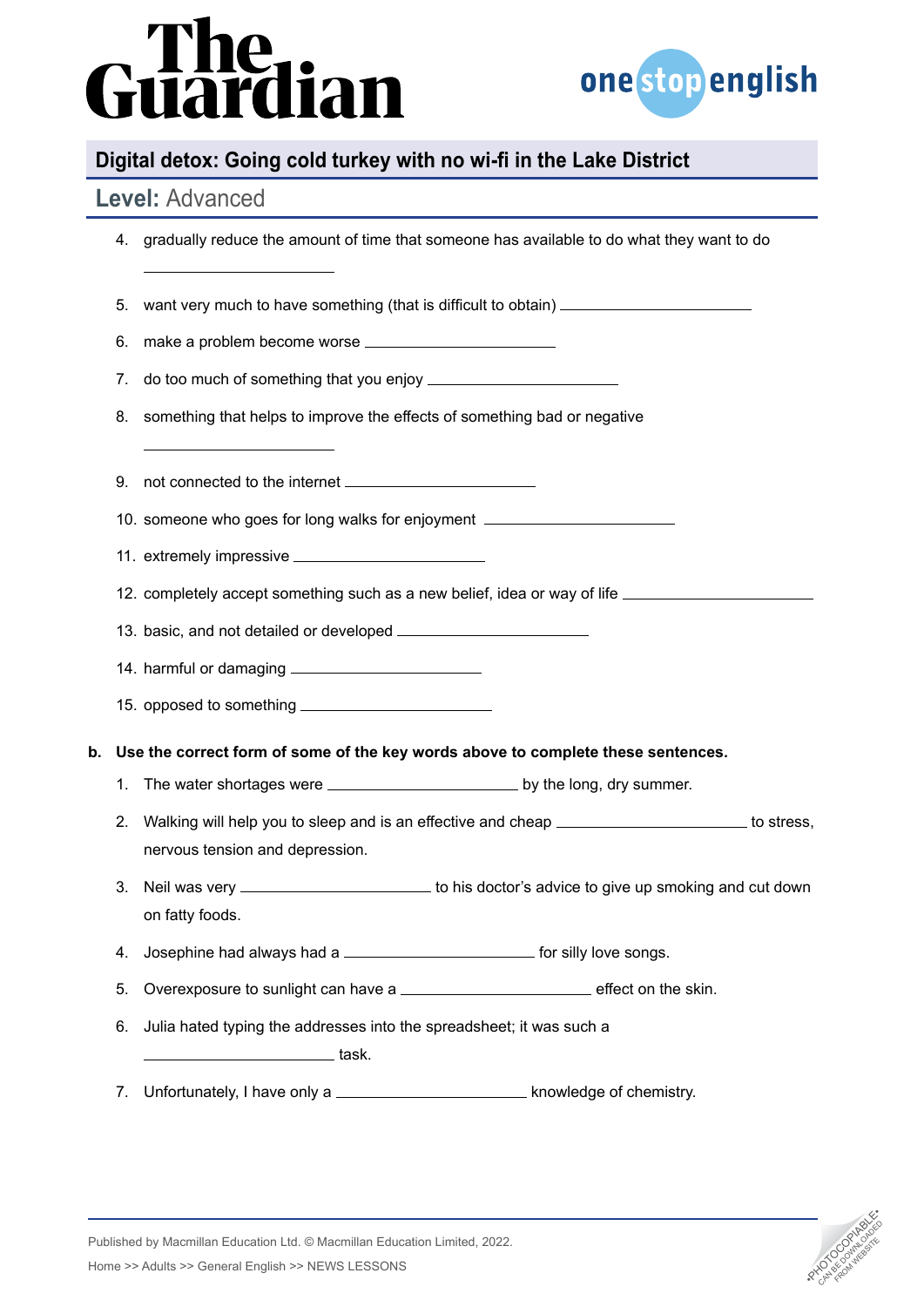4. gradually reduce the amount of time that someone has available to do what they want to do

   ______________________

5. want very much to have something (that is difficult to obtain) ______________________

6. make a problem become worse ______________________

7. do too much of something that you enjoy ______________________

8. something that helps to improve the effects of something bad or negative

   ______________________

9. not connected to the internet ______________________

10. someone who goes for long walks for enjoyment ______________________

11. extremely impressive ______________________

12. completely accept something such as a new belief, idea or way of life ______________________

13. basic, and not detailed or developed ______________________

14. harmful or damaging ______________________

15. opposed to something ______________________

**b. Use the correct form of some of the key words above to complete these sentences.**

1. The water shortages were ______________________ by the long, dry summer.

2. Walking will help you to sleep and is an effective and cheap ______________________ to stress, nervous tension and depression.

3. Neil was very ______________________ to his doctor's advice to give up smoking and cut down on fatty foods.

4. Josephine had always had a ______________________ for silly love songs.

5. Overexposure to sunlight can have a ______________________ effect on the skin.

6. Julia hated typing the addresses into the spreadsheet; it was such a ______________________ task.

7. Unfortunately, I have only a ______________________ knowledge of chemistry.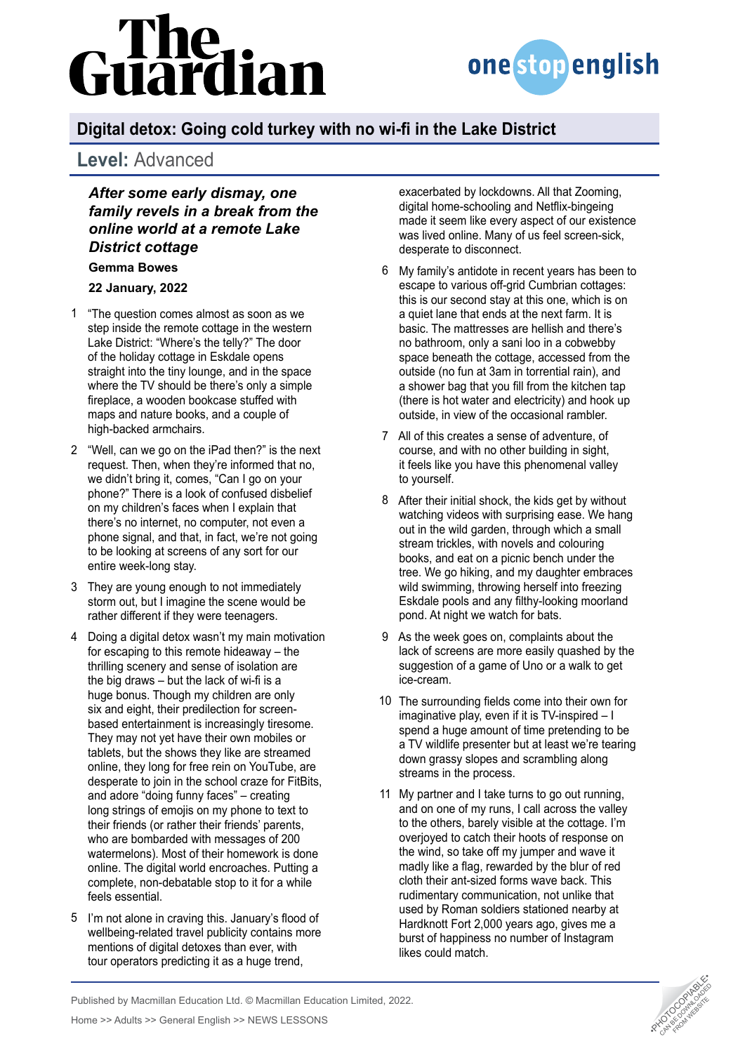# The Guardian

onestopenglish

## Digital detox: Going cold turkey with no wi-fi in the Lake District

**Level:** Advanced

***After some early dismay, one family revels in a break from the online world at a remote Lake District cottage***

**Gemma Bowes**

**22 January, 2022**

1 "The question comes almost as soon as we step inside the remote cottage in the western Lake District: "Where's the telly?" The door of the holiday cottage in Eskdale opens straight into the tiny lounge, and in the space where the TV should be there's only a simple fireplace, a wooden bookcase stuffed with maps and nature books, and a couple of high-backed armchairs.

2 "Well, can we go on the iPad then?" is the next request. Then, when they're informed that no, we didn't bring it, comes, "Can I go on your phone?" There is a look of confused disbelief on my children's faces when I explain that there's no internet, no computer, not even a phone signal, and that, in fact, we're not going to be looking at screens of any sort for our entire week-long stay.

3 They are young enough to not immediately storm out, but I imagine the scene would be rather different if they were teenagers.

4 Doing a digital detox wasn't my main motivation for escaping to this remote hideaway – the thrilling scenery and sense of isolation are the big draws – but the lack of wi-fi is a huge bonus. Though my children are only six and eight, their predilection for screen-based entertainment is increasingly tiresome. They may not yet have their own mobiles or tablets, but the shows they like are streamed online, they long for free rein on YouTube, are desperate to join in the school craze for FitBits, and adore "doing funny faces" – creating long strings of emojis on my phone to text to their friends (or rather their friends' parents, who are bombarded with messages of 200 watermelons). Most of their homework is done online. The digital world encroaches. Putting a complete, non-debatable stop to it for a while feels essential.

5 I'm not alone in craving this. January's flood of wellbeing-related travel publicity contains more mentions of digital detoxes than ever, with tour operators predicting it as a huge trend, exacerbated by lockdowns. All that Zooming, digital home-schooling and Netflix-bingeing made it seem like every aspect of our existence was lived online. Many of us feel screen-sick, desperate to disconnect.

6 My family's antidote in recent years has been to escape to various off-grid Cumbrian cottages: this is our second stay at this one, which is on a quiet lane that ends at the next farm. It is basic. The mattresses are hellish and there's no bathroom, only a sani loo in a cobwebby space beneath the cottage, accessed from the outside (no fun at 3am in torrential rain), and a shower bag that you fill from the kitchen tap (there is hot water and electricity) and hook up outside, in view of the occasional rambler.

7 All of this creates a sense of adventure, of course, and with no other building in sight, it feels like you have this phenomenal valley to yourself.

8 After their initial shock, the kids get by without watching videos with surprising ease. We hang out in the wild garden, through which a small stream trickles, with novels and colouring books, and eat on a picnic bench under the tree. We go hiking, and my daughter embraces wild swimming, throwing herself into freezing Eskdale pools and any filthy-looking moorland pond. At night we watch for bats.

9 As the week goes on, complaints about the lack of screens are more easily quashed by the suggestion of a game of Uno or a walk to get ice-cream.

10 The surrounding fields come into their own for imaginative play, even if it is TV-inspired – I spend a huge amount of time pretending to be a TV wildlife presenter but at least we're tearing down grassy slopes and scrambling along streams in the process.

11 My partner and I take turns to go out running, and on one of my runs, I call across the valley to the others, barely visible at the cottage. I'm overjoyed to catch their hoots of response on the wind, so take off my jumper and wave it madly like a flag, rewarded by the blur of red cloth their ant-sized forms wave back. This rudimentary communication, not unlike that used by Roman soldiers stationed nearby at Hardknott Fort 2,000 years ago, gives me a burst of happiness no number of Instagram likes could match.

Published by Macmillan Education Ltd. © Macmillan Education Limited, 2022.

Home >> Adults >> General English >> NEWS LESSONS

•PHOTOCOPIABLE• CAN BE DOWNLOADED FROM WEBSITE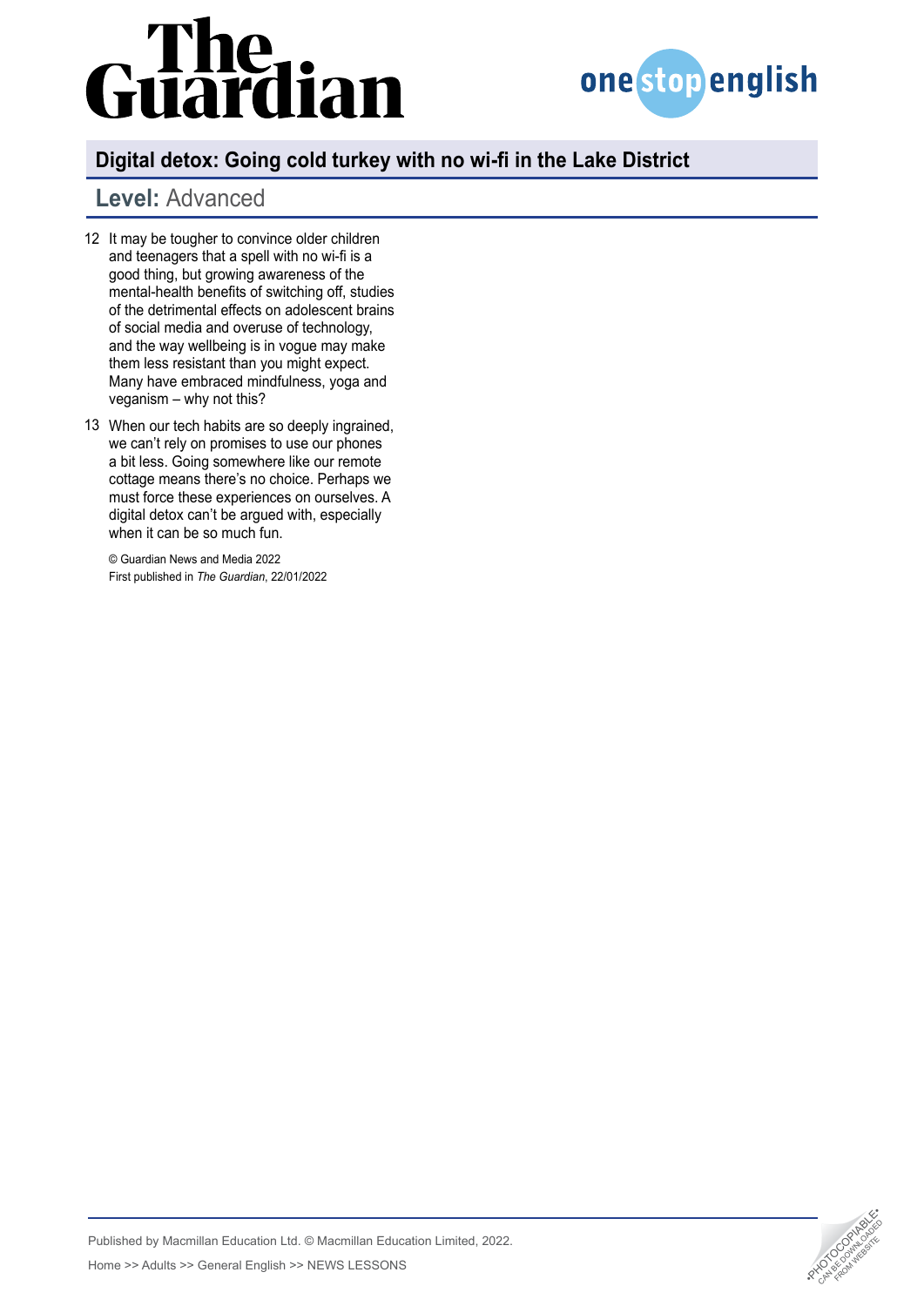12 It may be tougher to convince older children and teenagers that a spell with no wi-fi is a good thing, but growing awareness of the mental-health benefits of switching off, studies of the detrimental effects on adolescent brains of social media and overuse of technology, and the way wellbeing is in vogue may make them less resistant than you might expect. Many have embraced mindfulness, yoga and veganism – why not this?

13 When our tech habits are so deeply ingrained, we can't rely on promises to use our phones a bit less. Going somewhere like our remote cottage means there's no choice. Perhaps we must force these experiences on ourselves. A digital detox can't be argued with, especially when it can be so much fun.

© Guardian News and Media 2022
First published in *The Guardian*, 22/01/2022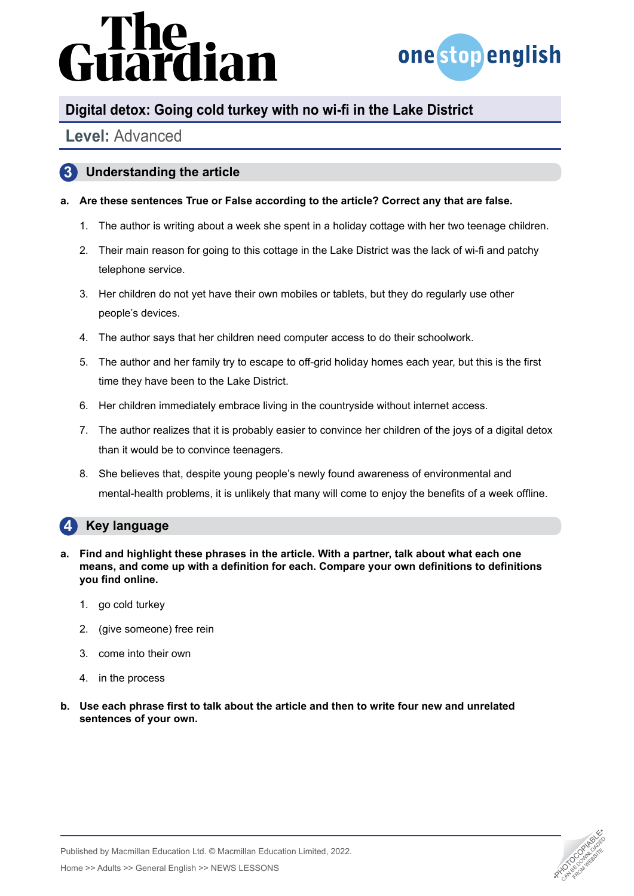## Digital detox: Going cold turkey with no wi-fi in the Lake District

**Level:** Advanced

### 3 Understanding the article

**a. Are these sentences True or False according to the article? Correct any that are false.**

1. The author is writing about a week she spent in a holiday cottage with her two teenage children.
2. Their main reason for going to this cottage in the Lake District was the lack of wi-fi and patchy telephone service.
3. Her children do not yet have their own mobiles or tablets, but they do regularly use other people's devices.
4. The author says that her children need computer access to do their schoolwork.
5. The author and her family try to escape to off-grid holiday homes each year, but this is the first time they have been to the Lake District.
6. Her children immediately embrace living in the countryside without internet access.
7. The author realizes that it is probably easier to convince her children of the joys of a digital detox than it would be to convince teenagers.
8. She believes that, despite young people's newly found awareness of environmental and mental-health problems, it is unlikely that many will come to enjoy the benefits of a week offline.

### 4 Key language

**a. Find and highlight these phrases in the article. With a partner, talk about what each one means, and come up with a definition for each. Compare your own definitions to definitions you find online.**

1. go cold turkey
2. (give someone) free rein
3. come into their own
4. in the process

**b. Use each phrase first to talk about the article and then to write four new and unrelated sentences of your own.**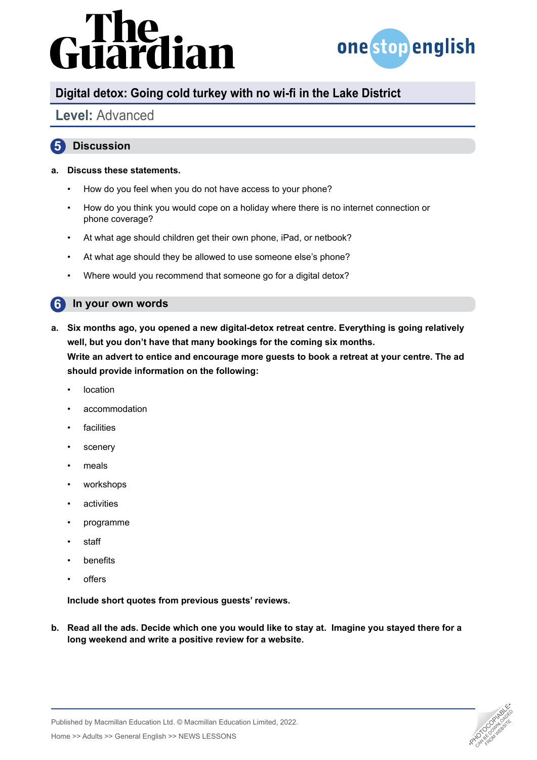## Digital detox: Going cold turkey with no wi-fi in the Lake District

**Level:** Advanced

### 5 Discussion

**a. Discuss these statements.**

- How do you feel when you do not have access to your phone?
- How do you think you would cope on a holiday where there is no internet connection or phone coverage?
- At what age should children get their own phone, iPad, or netbook?
- At what age should they be allowed to use someone else's phone?
- Where would you recommend that someone go for a digital detox?

### 6 In your own words

**a. Six months ago, you opened a new digital-detox retreat centre. Everything is going relatively well, but you don't have that many bookings for the coming six months. Write an advert to entice and encourage more guests to book a retreat at your centre. The ad should provide information on the following:**

- location
- accommodation
- facilities
- scenery
- meals
- workshops
- activities
- programme
- staff
- benefits
- offers

**Include short quotes from previous guests' reviews.**

**b. Read all the ads. Decide which one you would like to stay at. Imagine you stayed there for a long weekend and write a positive review for a website.**

Published by Macmillan Education Ltd. © Macmillan Education Limited, 2022.

Home >> Adults >> General English >> NEWS LESSONS